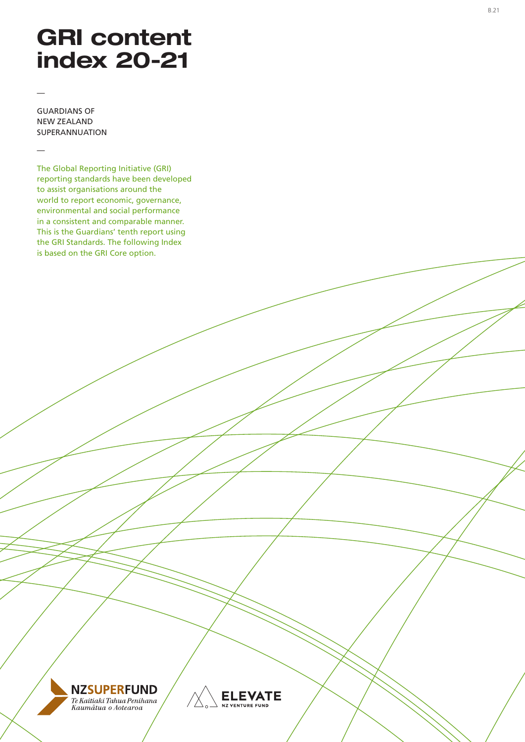# GRI content index 20-21

—

GUARDIANS OF NEW ZEALAND SUPERANNUATION

—

The Global Reporting Initiative (GRI) reporting standards have been developed to assist organisations around the world to report economic, governance, environmental and social performance in a consistent and comparable manner. This is the Guardians' tenth report using the GRI Standards. The following Index is based on the GRI Core option.

NZSUPERFUND
*Te Kaitiaki Tahua Penihana Kaumātua o Aotearoa*

ELEVATE
NZ VENTURE FUND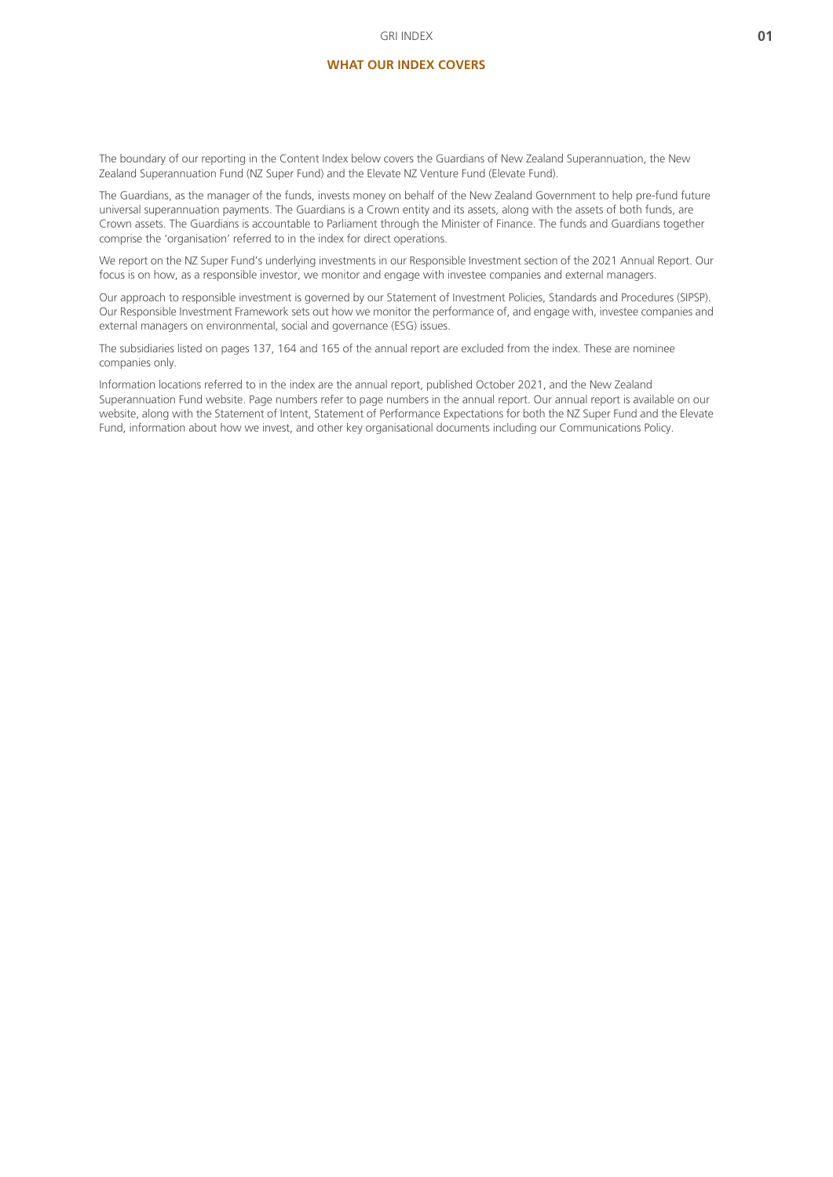## WHAT OUR INDEX COVERS

The boundary of our reporting in the Content Index below covers the Guardians of New Zealand Superannuation, the New Zealand Superannuation Fund (NZ Super Fund) and the Elevate NZ Venture Fund (Elevate Fund).

The Guardians, as the manager of the funds, invests money on behalf of the New Zealand Government to help pre-fund future universal superannuation payments. The Guardians is a Crown entity and its assets, along with the assets of both funds, are Crown assets. The Guardians is accountable to Parliament through the Minister of Finance. The funds and Guardians together comprise the 'organisation' referred to in the index for direct operations.

We report on the NZ Super Fund's underlying investments in our Responsible Investment section of the 2021 Annual Report. Our focus is on how, as a responsible investor, we monitor and engage with investee companies and external managers.

Our approach to responsible investment is governed by our Statement of Investment Policies, Standards and Procedures (SIPSP). Our Responsible Investment Framework sets out how we monitor the performance of, and engage with, investee companies and external managers on environmental, social and governance (ESG) issues.

The subsidiaries listed on pages 137, 164 and 165 of the annual report are excluded from the index. These are nominee companies only.

Information locations referred to in the index are the annual report, published October 2021, and the New Zealand Superannuation Fund website. Page numbers refer to page numbers in the annual report. Our annual report is available on our website, along with the Statement of Intent, Statement of Performance Expectations for both the NZ Super Fund and the Elevate Fund, information about how we invest, and other key organisational documents including our Communications Policy.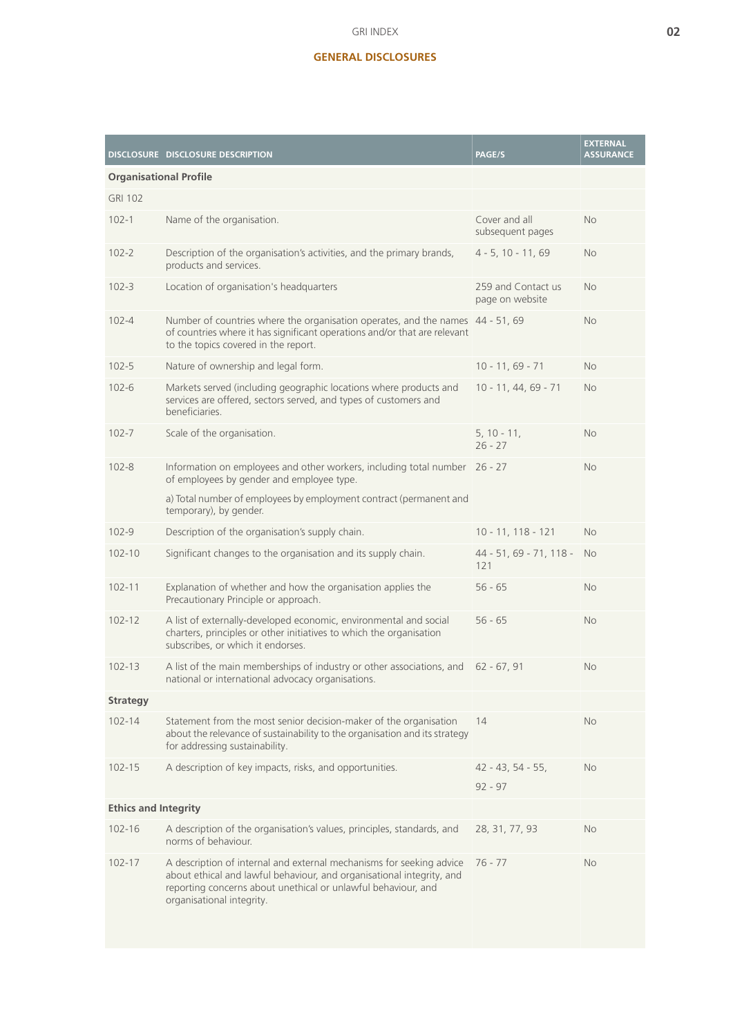## GENERAL DISCLOSURES

| DISCLOSURE | DISCLOSURE DESCRIPTION | PAGE/S | EXTERNAL ASSURANCE |
|---|---|---|---|
| **Organisational Profile** | | | |
| GRI 102 | | | |
| 102-1 | Name of the organisation. | Cover and all subsequent pages | No |
| 102-2 | Description of the organisation's activities, and the primary brands, products and services. | 4 - 5, 10 - 11, 69 | No |
| 102-3 | Location of organisation's headquarters | 259 and Contact us page on website | No |
| 102-4 | Number of countries where the organisation operates, and the names of countries where it has significant operations and/or that are relevant to the topics covered in the report. | 44 - 51, 69 | No |
| 102-5 | Nature of ownership and legal form. | 10 - 11, 69 - 71 | No |
| 102-6 | Markets served (including geographic locations where products and services are offered, sectors served, and types of customers and beneficiaries. | 10 - 11, 44, 69 - 71 | No |
| 102-7 | Scale of the organisation. | 5, 10 - 11, 26 - 27 | No |
| 102-8 | Information on employees and other workers, including total number of employees by gender and employee type.<br>a) Total number of employees by employment contract (permanent and temporary), by gender. | 26 - 27 | No |
| 102-9 | Description of the organisation's supply chain. | 10 - 11, 118 - 121 | No |
| 102-10 | Significant changes to the organisation and its supply chain. | 44 - 51, 69 - 71, 118 - 121 | No |
| 102-11 | Explanation of whether and how the organisation applies the Precautionary Principle or approach. | 56 - 65 | No |
| 102-12 | A list of externally-developed economic, environmental and social charters, principles or other initiatives to which the organisation subscribes, or which it endorses. | 56 - 65 | No |
| 102-13 | A list of the main memberships of industry or other associations, and national or international advocacy organisations. | 62 - 67, 91 | No |
| **Strategy** | | | |
| 102-14 | Statement from the most senior decision-maker of the organisation about the relevance of sustainability to the organisation and its strategy for addressing sustainability. | 14 | No |
| 102-15 | A description of key impacts, risks, and opportunities. | 42 - 43, 54 - 55, 92 - 97 | No |
| **Ethics and Integrity** | | | |
| 102-16 | A description of the organisation's values, principles, standards, and norms of behaviour. | 28, 31, 77, 93 | No |
| 102-17 | A description of internal and external mechanisms for seeking advice about ethical and lawful behaviour, and organisational integrity, and reporting concerns about unethical or unlawful behaviour, and organisational integrity. | 76 - 77 | No |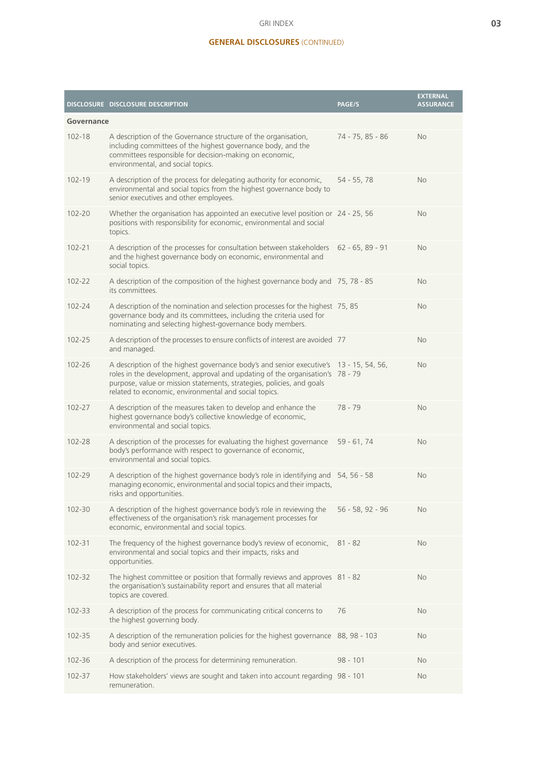## GENERAL DISCLOSURES (CONTINUED)

| DISCLOSURE | DISCLOSURE DESCRIPTION | PAGE/S | EXTERNAL ASSURANCE |
|---|---|---|---|
| **Governance** | | | |
| 102-18 | A description of the Governance structure of the organisation, including committees of the highest governance body, and the committees responsible for decision-making on economic, environmental, and social topics. | 74 - 75, 85 - 86 | No |
| 102-19 | A description of the process for delegating authority for economic, environmental and social topics from the highest governance body to senior executives and other employees. | 54 - 55, 78 | No |
| 102-20 | Whether the organisation has appointed an executive level position or positions with responsibility for economic, environmental and social topics. | 24 - 25, 56 | No |
| 102-21 | A description of the processes for consultation between stakeholders and the highest governance body on economic, environmental and social topics. | 62 - 65, 89 - 91 | No |
| 102-22 | A description of the composition of the highest governance body and its committees. | 75, 78 - 85 | No |
| 102-24 | A description of the nomination and selection processes for the highest governance body and its committees, including the criteria used for nominating and selecting highest-governance body members. | 75, 85 | No |
| 102-25 | A description of the processes to ensure conflicts of interest are avoided and managed. | 77 | No |
| 102-26 | A description of the highest governance body's and senior executive's roles in the development, approval and updating of the organisation's purpose, value or mission statements, strategies, policies, and goals related to economic, environmental and social topics. | 13 - 15, 54, 56, 78 - 79 | No |
| 102-27 | A description of the measures taken to develop and enhance the highest governance body's collective knowledge of economic, environmental and social topics. | 78 - 79 | No |
| 102-28 | A description of the processes for evaluating the highest governance body's performance with respect to governance of economic, environmental and social topics. | 59 - 61, 74 | No |
| 102-29 | A description of the highest governance body's role in identifying and managing economic, environmental and social topics and their impacts, risks and opportunities. | 54, 56 - 58 | No |
| 102-30 | A description of the highest governance body's role in reviewing the effectiveness of the organisation's risk management processes for economic, environmental and social topics. | 56 - 58, 92 - 96 | No |
| 102-31 | The frequency of the highest governance body's review of economic, environmental and social topics and their impacts, risks and opportunities. | 81 - 82 | No |
| 102-32 | The highest committee or position that formally reviews and approves the organisation's sustainability report and ensures that all material topics are covered. | 81 - 82 | No |
| 102-33 | A description of the process for communicating critical concerns to the highest governing body. | 76 | No |
| 102-35 | A description of the remuneration policies for the highest governance body and senior executives. | 88, 98 - 103 | No |
| 102-36 | A description of the process for determining remuneration. | 98 - 101 | No |
| 102-37 | How stakeholders' views are sought and taken into account regarding remuneration. | 98 - 101 | No |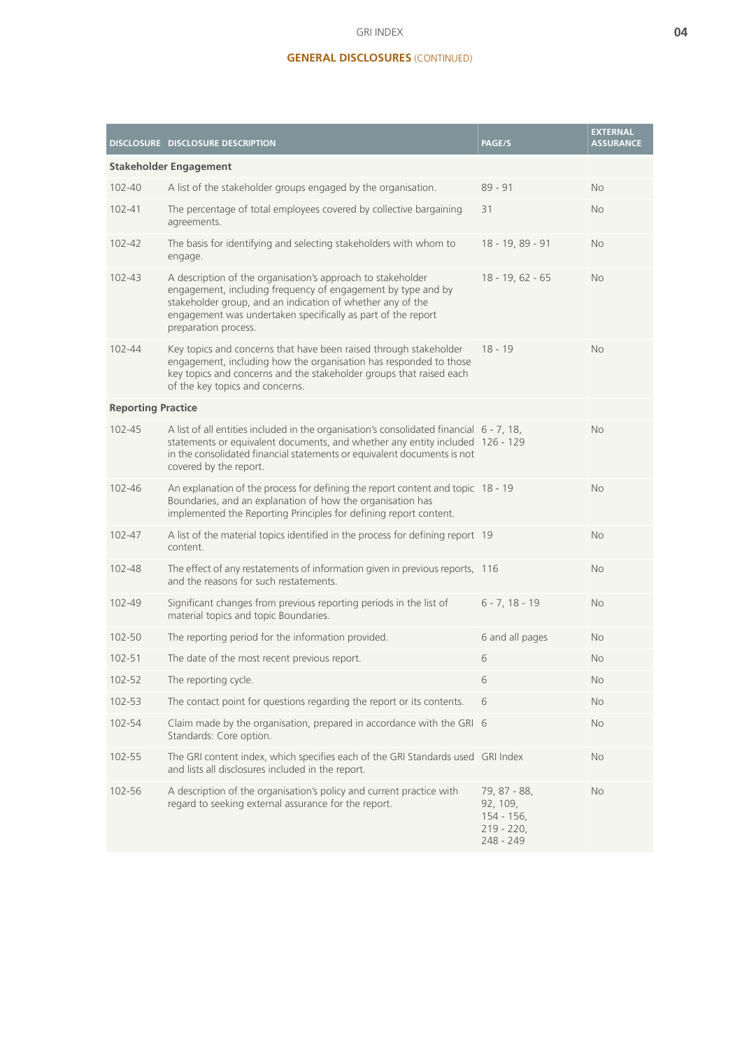## GENERAL DISCLOSURES (CONTINUED)

| DISCLOSURE | DISCLOSURE DESCRIPTION | PAGE/S | EXTERNAL ASSURANCE |
|---|---|---|---|
| **Stakeholder Engagement** | | | |
| 102-40 | A list of the stakeholder groups engaged by the organisation. | 89 - 91 | No |
| 102-41 | The percentage of total employees covered by collective bargaining agreements. | 31 | No |
| 102-42 | The basis for identifying and selecting stakeholders with whom to engage. | 18 - 19, 89 - 91 | No |
| 102-43 | A description of the organisation's approach to stakeholder engagement, including frequency of engagement by type and by stakeholder group, and an indication of whether any of the engagement was undertaken specifically as part of the report preparation process. | 18 - 19, 62 - 65 | No |
| 102-44 | Key topics and concerns that have been raised through stakeholder engagement, including how the organisation has responded to those key topics and concerns and the stakeholder groups that raised each of the key topics and concerns. | 18 - 19 | No |
| **Reporting Practice** | | | |
| 102-45 | A list of all entities included in the organisation's consolidated financial statements or equivalent documents, and whether any entity included in the consolidated financial statements or equivalent documents is not covered by the report. | 6 - 7, 18, 126 - 129 | No |
| 102-46 | An explanation of the process for defining the report content and topic Boundaries, and an explanation of how the organisation has implemented the Reporting Principles for defining report content. | 18 - 19 | No |
| 102-47 | A list of the material topics identified in the process for defining report content. | 19 | No |
| 102-48 | The effect of any restatements of information given in previous reports, and the reasons for such restatements. | 116 | No |
| 102-49 | Significant changes from previous reporting periods in the list of material topics and topic Boundaries. | 6 - 7, 18 - 19 | No |
| 102-50 | The reporting period for the information provided. | 6 and all pages | No |
| 102-51 | The date of the most recent previous report. | 6 | No |
| 102-52 | The reporting cycle. | 6 | No |
| 102-53 | The contact point for questions regarding the report or its contents. | 6 | No |
| 102-54 | Claim made by the organisation, prepared in accordance with the GRI Standards: Core option. | 6 | No |
| 102-55 | The GRI content index, which specifies each of the GRI Standards used and lists all disclosures included in the report. | GRI Index | No |
| 102-56 | A description of the organisation's policy and current practice with regard to seeking external assurance for the report. | 79, 87 - 88, 92, 109, 154 - 156, 219 - 220, 248 - 249 | No |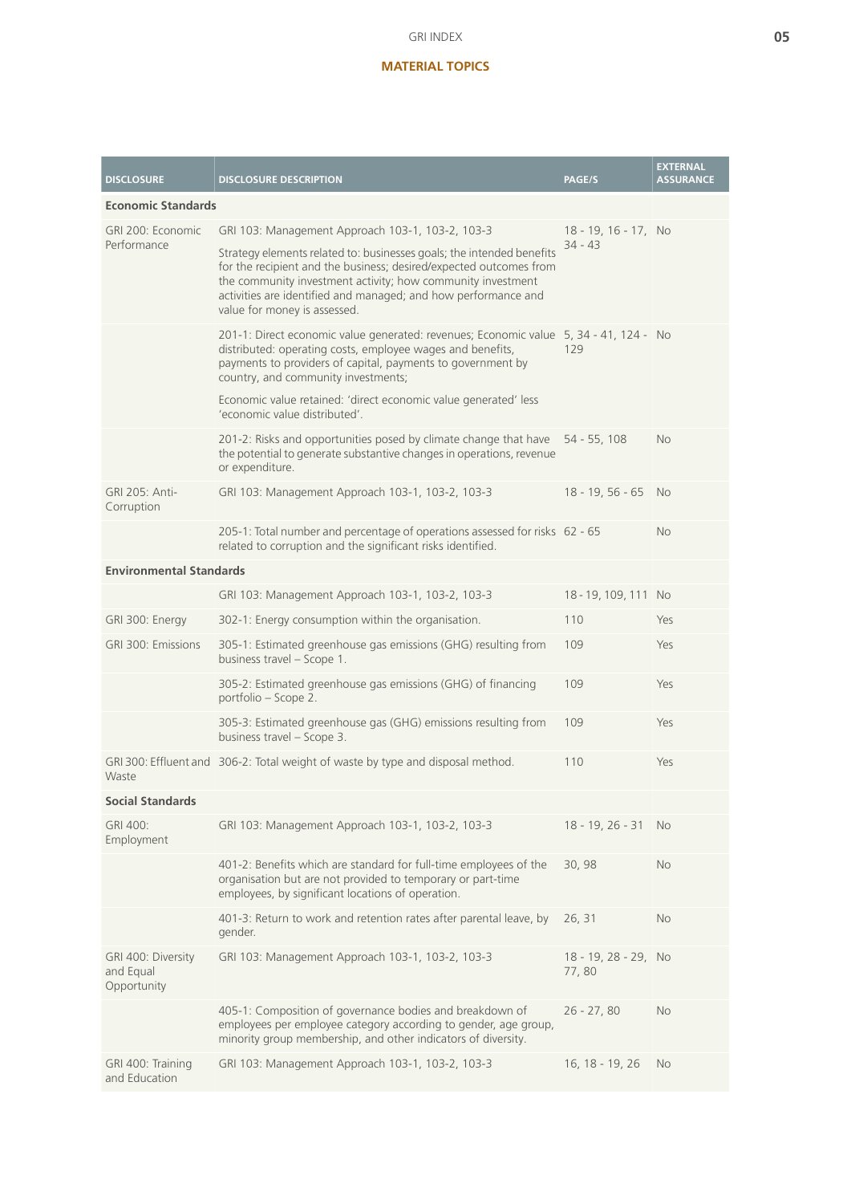## MATERIAL TOPICS

| DISCLOSURE | DISCLOSURE DESCRIPTION | PAGE/S | EXTERNAL ASSURANCE |
|---|---|---|---|
| **Economic Standards** | | | |
| GRI 200: Economic Performance | GRI 103: Management Approach 103-1, 103-2, 103-3<br><br>Strategy elements related to: businesses goals; the intended benefits for the recipient and the business; desired/expected outcomes from the community investment activity; how community investment activities are identified and managed; and how performance and value for money is assessed. | 18 - 19, 16 - 17, 34 - 43 | No |
| | 201-1: Direct economic value generated: revenues; Economic value distributed: operating costs, employee wages and benefits, payments to providers of capital, payments to government by country, and community investments;<br><br>Economic value retained: 'direct economic value generated' less 'economic value distributed'. | 5, 34 - 41, 124 - 129 | No |
| | 201-2: Risks and opportunities posed by climate change that have the potential to generate substantive changes in operations, revenue or expenditure. | 54 - 55, 108 | No |
| GRI 205: Anti-Corruption | GRI 103: Management Approach 103-1, 103-2, 103-3 | 18 - 19, 56 - 65 | No |
| | 205-1: Total number and percentage of operations assessed for risks related to corruption and the significant risks identified. | 62 - 65 | No |
| **Environmental Standards** | | | |
| | GRI 103: Management Approach 103-1, 103-2, 103-3 | 18 - 19, 109, 111 | No |
| GRI 300: Energy | 302-1: Energy consumption within the organisation. | 110 | Yes |
| GRI 300: Emissions | 305-1: Estimated greenhouse gas emissions (GHG) resulting from business travel – Scope 1. | 109 | Yes |
| | 305-2: Estimated greenhouse gas emissions (GHG) of financing portfolio – Scope 2. | 109 | Yes |
| | 305-3: Estimated greenhouse gas (GHG) emissions resulting from business travel – Scope 3. | 109 | Yes |
| GRI 300: Effluent and Waste | 306-2: Total weight of waste by type and disposal method. | 110 | Yes |
| **Social Standards** | | | |
| GRI 400: Employment | GRI 103: Management Approach 103-1, 103-2, 103-3 | 18 - 19, 26 - 31 | No |
| | 401-2: Benefits which are standard for full-time employees of the organisation but are not provided to temporary or part-time employees, by significant locations of operation. | 30, 98 | No |
| | 401-3: Return to work and retention rates after parental leave, by gender. | 26, 31 | No |
| GRI 400: Diversity and Equal Opportunity | GRI 103: Management Approach 103-1, 103-2, 103-3 | 18 - 19, 28 - 29, 77, 80 | No |
| | 405-1: Composition of governance bodies and breakdown of employees per employee category according to gender, age group, minority group membership, and other indicators of diversity. | 26 - 27, 80 | No |
| GRI 400: Training and Education | GRI 103: Management Approach 103-1, 103-2, 103-3 | 16, 18 - 19, 26 | No |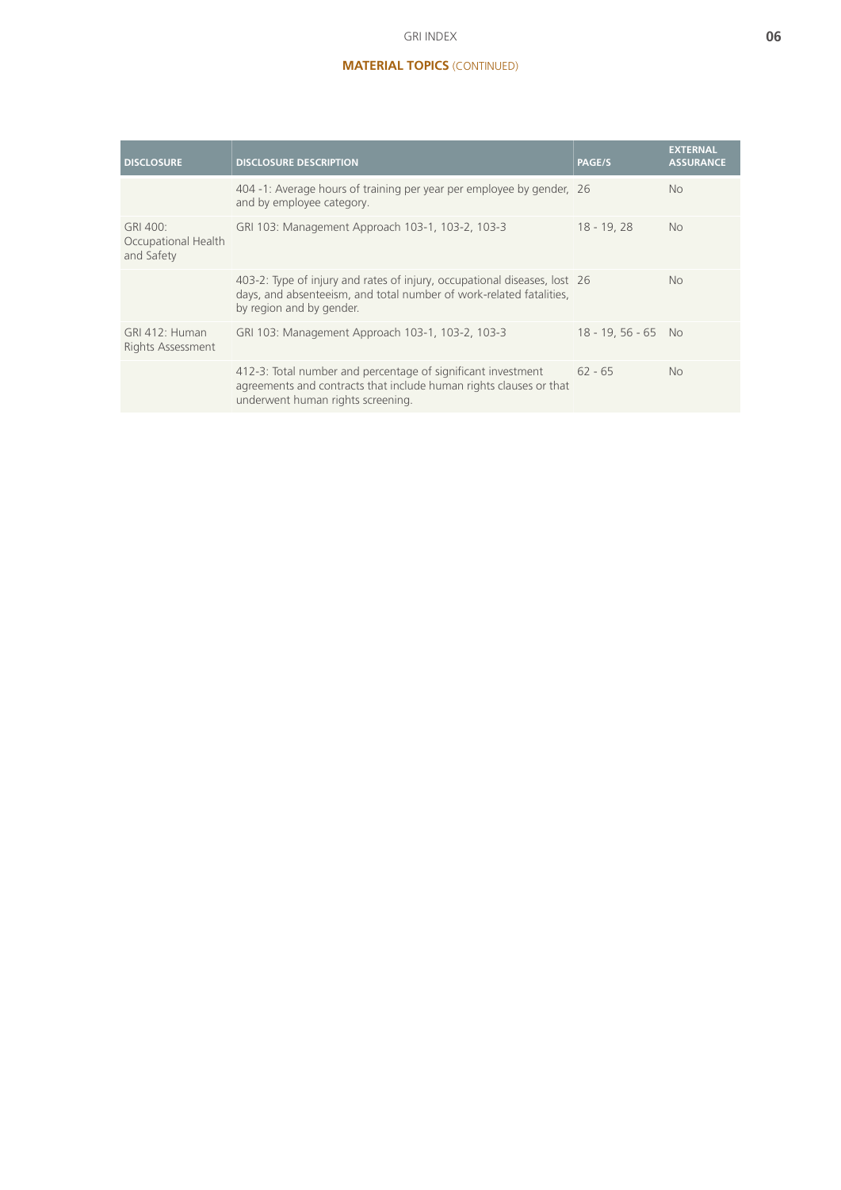**MATERIAL TOPICS** (CONTINUED)

| DISCLOSURE | DISCLOSURE DESCRIPTION | PAGE/S | EXTERNAL ASSURANCE |
|---|---|---|---|
| | 404 -1: Average hours of training per year per employee by gender, and by employee category. | 26 | No |
| GRI 400: Occupational Health and Safety | GRI 103: Management Approach 103-1, 103-2, 103-3 | 18 - 19, 28 | No |
| | 403-2: Type of injury and rates of injury, occupational diseases, lost days, and absenteeism, and total number of work-related fatalities, by region and by gender. | 26 | No |
| GRI 412: Human Rights Assessment | GRI 103: Management Approach 103-1, 103-2, 103-3 | 18 - 19, 56 - 65 | No |
| | 412-3: Total number and percentage of significant investment agreements and contracts that include human rights clauses or that underwent human rights screening. | 62 - 65 | No |